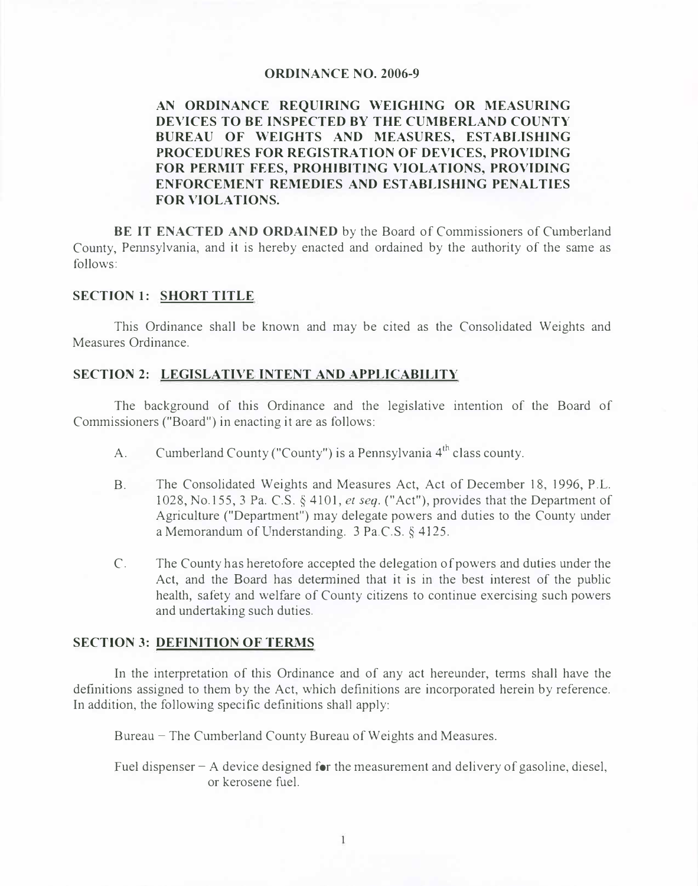# ORDINANCE NO. 2006-9

## AN ORDINANCE REQUIRING WEIGHING OR MEASURING DEVICES TO BE INSPECTED BY THE CUMBERLAND COUNTY BUREAU OF WEIGHTS AND MEASURES, ESTABLISHING PROCEDURES FOR REGISTRATION OF DEVICES, PROVIDING FOR PERMIT FEES, PROHIBITING VIOLATIONS, PROVIDING ENFORCEMENT REMEDIES AND ESTABLISHING PENALTIES FOR VIOLATIONS.

**BE IT ENACTED AND ORDAINED** by the Board of Commissioners of Cumberland County, Pennsylvania, and it is hereby enacted and ordained by the authority of the same as follows:

### SECTION 1: SHORT TITLE

This Ordinance shall be known and may be cited as the Consolidated Weights and Measures Ordinance.

### SECTION 2: LEGISLATIVE INTENT AND APPLICABILITY

The background of this Ordinance and the legislative intention of the Board of Commissioners ("Board") in enacting it are as follows:

A. Cumberland County ("County") is a Pennsylvania 4th class county.

B. The Consolidated Weights and Measures Act, Act of December 18, 1996, P.L. 1028, No.155, 3 Pa. C.S. § 4101, *et seq.* ("Act"), provides that the Department of Agriculture ("Department") may delegate powers and duties to the County under a Memorandum of Understanding. 3 Pa.C.S. § 4125.

C. The County has heretofore accepted the delegation of powers and duties under the Act, and the Board has determined that it is in the best interest of the public health, safety and welfare of County citizens to continue exercising such powers and undertaking such duties.

### SECTION 3: DEFINITION OF TERMS

In the interpretation of this Ordinance and of any act hereunder, terms shall have the definitions assigned to them by the Act, which definitions are incorporated herein by reference. In addition, the following specific definitions shall apply:

Bureau – The Cumberland County Bureau of Weights and Measures.

Fuel dispenser – A device designed for the measurement and delivery of gasoline, diesel, or kerosene fuel.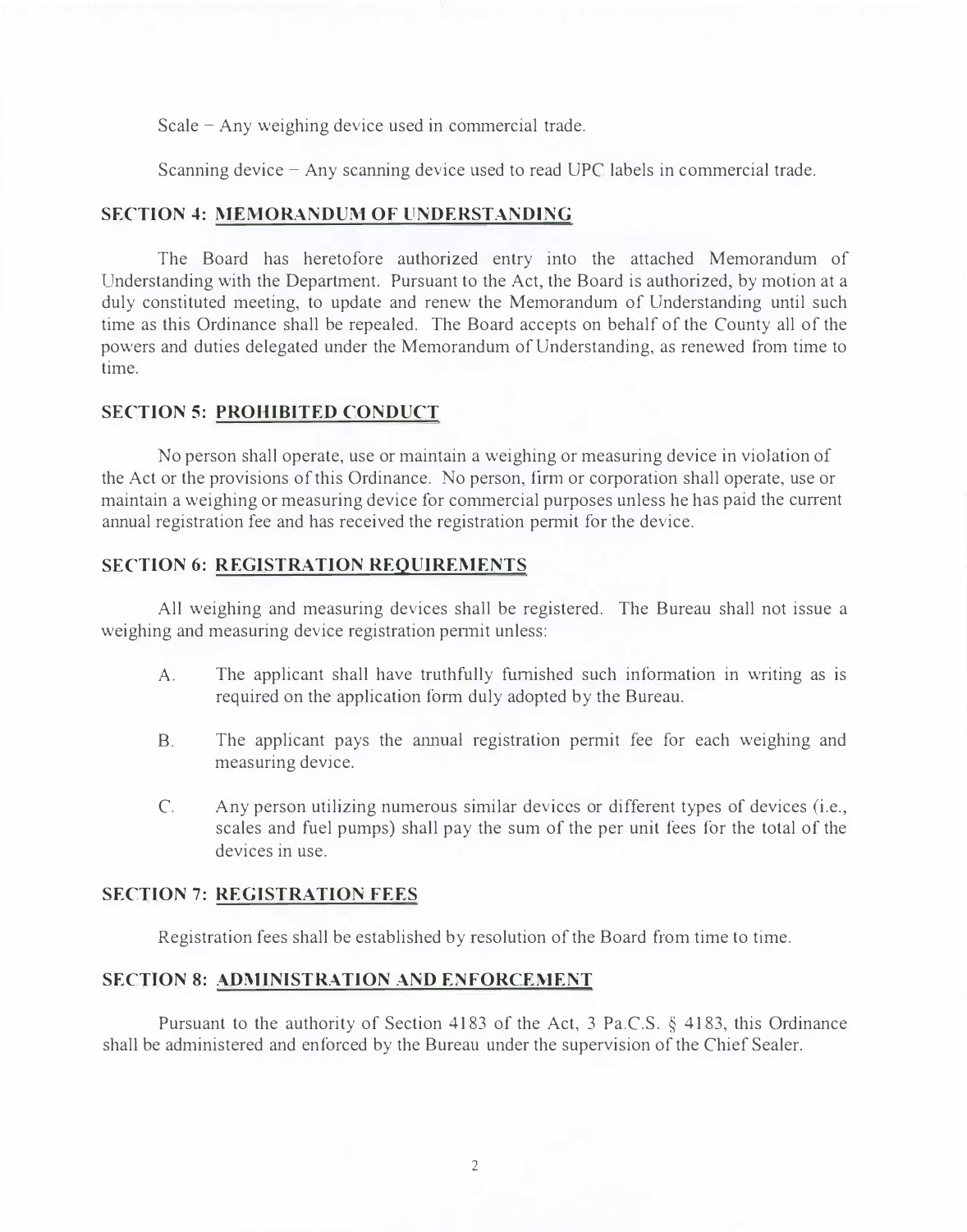Scale – Any weighing device used in commercial trade.

Scanning device – Any scanning device used to read UPC labels in commercial trade.

## SECTION 4: MEMORANDUM OF UNDERSTANDING

The Board has heretofore authorized entry into the attached Memorandum of Understanding with the Department. Pursuant to the Act, the Board is authorized, by motion at a duly constituted meeting, to update and renew the Memorandum of Understanding until such time as this Ordinance shall be repealed. The Board accepts on behalf of the County all of the powers and duties delegated under the Memorandum of Understanding, as renewed from time to time.

## SECTION 5: PROHIBITED CONDUCT

No person shall operate, use or maintain a weighing or measuring device in violation of the Act or the provisions of this Ordinance. No person, firm or corporation shall operate, use or maintain a weighing or measuring device for commercial purposes unless he has paid the current annual registration fee and has received the registration permit for the device.

## SECTION 6: REGISTRATION REQUIREMENTS

All weighing and measuring devices shall be registered. The Bureau shall not issue a weighing and measuring device registration permit unless:

A. The applicant shall have truthfully furnished such information in writing as is required on the application form duly adopted by the Bureau.

B. The applicant pays the annual registration permit fee for each weighing and measuring device.

C. Any person utilizing numerous similar devices or different types of devices (i.e., scales and fuel pumps) shall pay the sum of the per unit fees for the total of the devices in use.

## SECTION 7: REGISTRATION FEES

Registration fees shall be established by resolution of the Board from time to time.

## SECTION 8: ADMINISTRATION AND ENFORCEMENT

Pursuant to the authority of Section 4183 of the Act, 3 Pa.C.S. § 4183, this Ordinance shall be administered and enforced by the Bureau under the supervision of the Chief Sealer.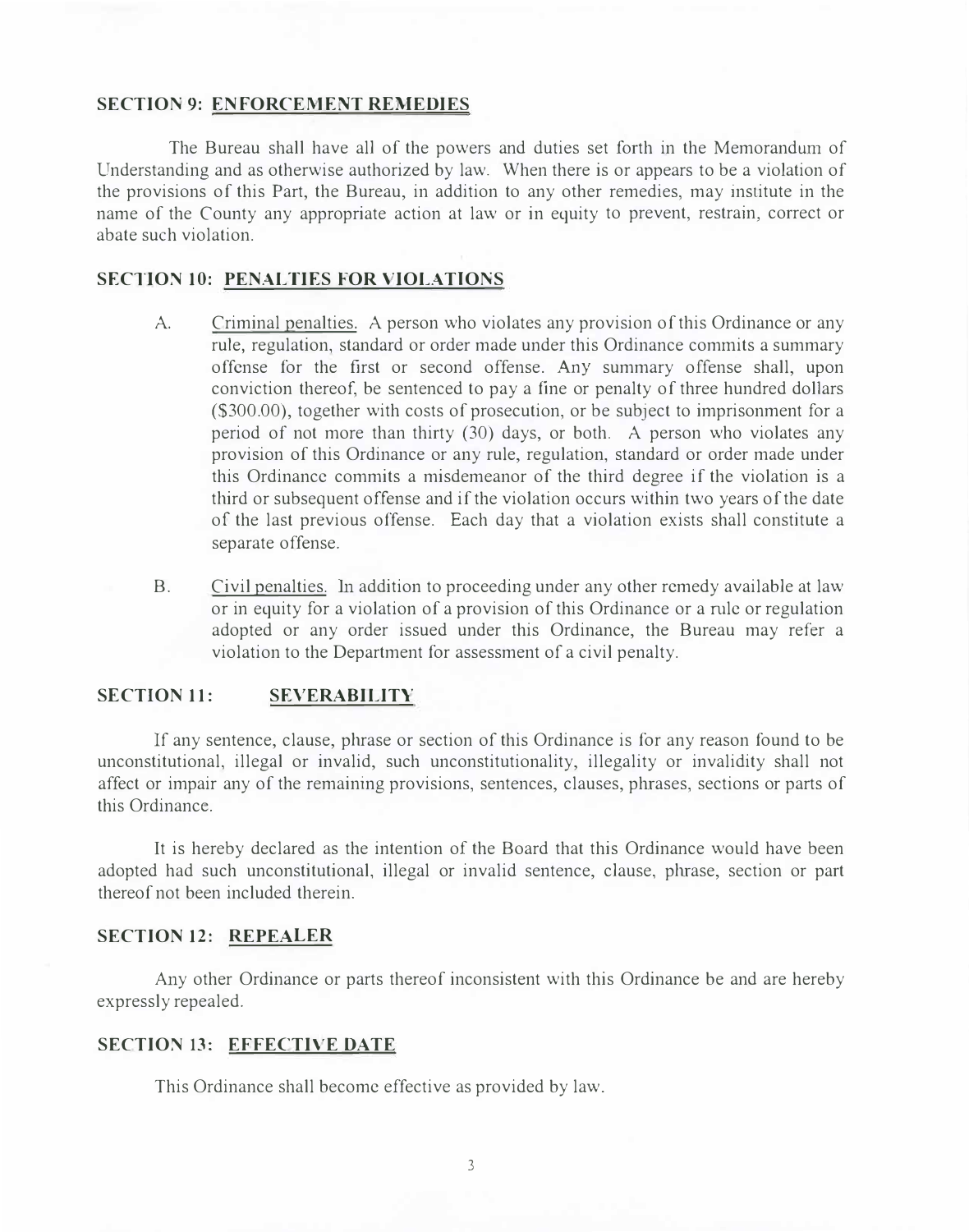## SECTION 9: ENFORCEMENT REMEDIES

The Bureau shall have all of the powers and duties set forth in the Memorandum of Understanding and as otherwise authorized by law. When there is or appears to be a violation of the provisions of this Part, the Bureau, in addition to any other remedies, may institute in the name of the County any appropriate action at law or in equity to prevent, restrain, correct or abate such violation.

## SECTION 10: PENALTIES FOR VIOLATIONS

A. Criminal penalties. A person who violates any provision of this Ordinance or any rule, regulation, standard or order made under this Ordinance commits a summary offense for the first or second offense. Any summary offense shall, upon conviction thereof, be sentenced to pay a fine or penalty of three hundred dollars ($300.00), together with costs of prosecution, or be subject to imprisonment for a period of not more than thirty (30) days, or both. A person who violates any provision of this Ordinance or any rule, regulation, standard or order made under this Ordinance commits a misdemeanor of the third degree if the violation is a third or subsequent offense and if the violation occurs within two years of the date of the last previous offense. Each day that a violation exists shall constitute a separate offense.

B. Civil penalties. In addition to proceeding under any other remedy available at law or in equity for a violation of a provision of this Ordinance or a rule or regulation adopted or any order issued under this Ordinance, the Bureau may refer a violation to the Department for assessment of a civil penalty.

## SECTION 11: SEVERABILITY

If any sentence, clause, phrase or section of this Ordinance is for any reason found to be unconstitutional, illegal or invalid, such unconstitutionality, illegality or invalidity shall not affect or impair any of the remaining provisions, sentences, clauses, phrases, sections or parts of this Ordinance.

It is hereby declared as the intention of the Board that this Ordinance would have been adopted had such unconstitutional, illegal or invalid sentence, clause, phrase, section or part thereof not been included therein.

## SECTION 12: REPEALER

Any other Ordinance or parts thereof inconsistent with this Ordinance be and are hereby expressly repealed.

## SECTION 13: EFFECTIVE DATE

This Ordinance shall become effective as provided by law.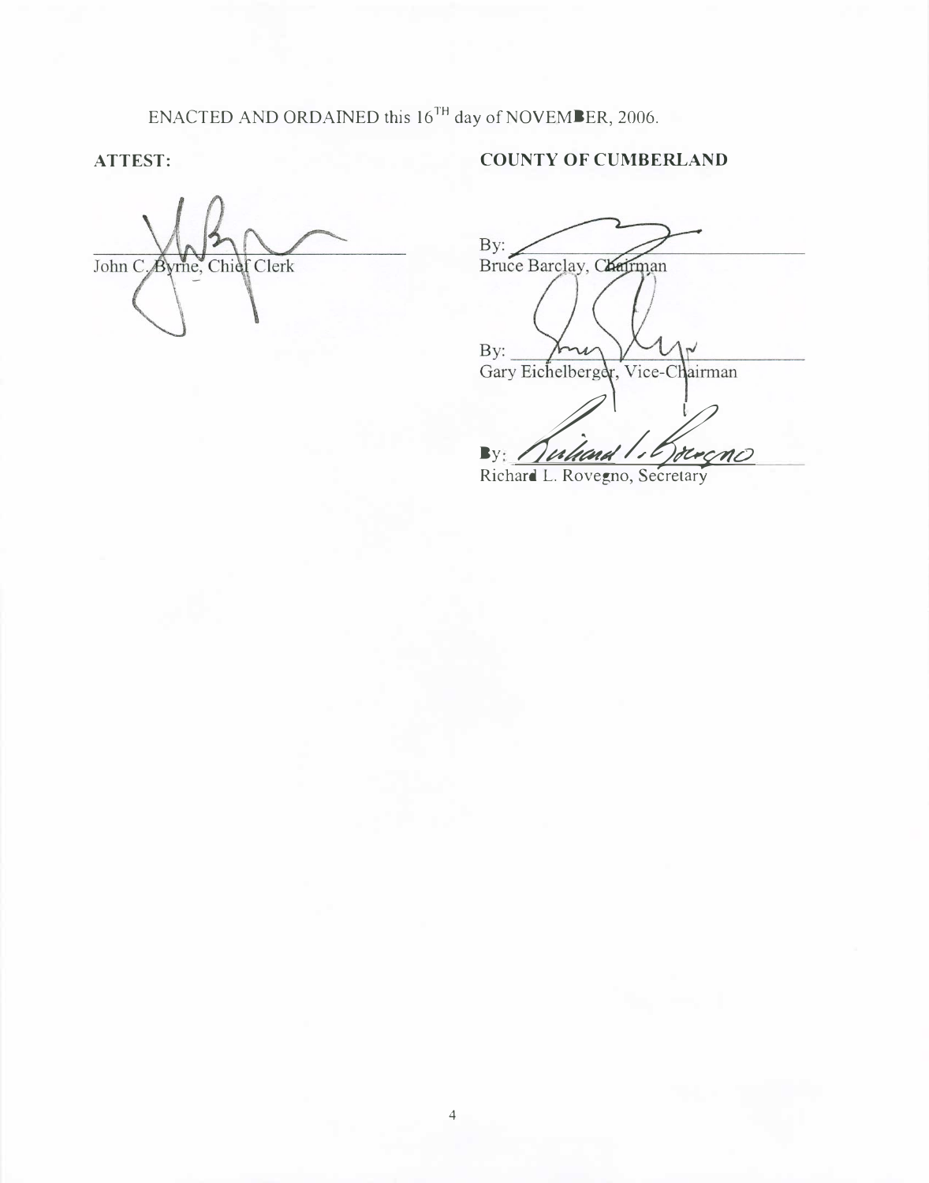ENACTED AND ORDAINED this 16$^{TH}$ day of NOVEMBER, 2006.

**ATTEST:**

John C. Byrne, Chief Clerk

**COUNTY OF CUMBERLAND**

By: ______________________
Bruce Barclay, Chairman

By: ______________________
Gary Eichelberger, Vice-Chairman

By: ______________________
Richard L. Rovegno, Secretary